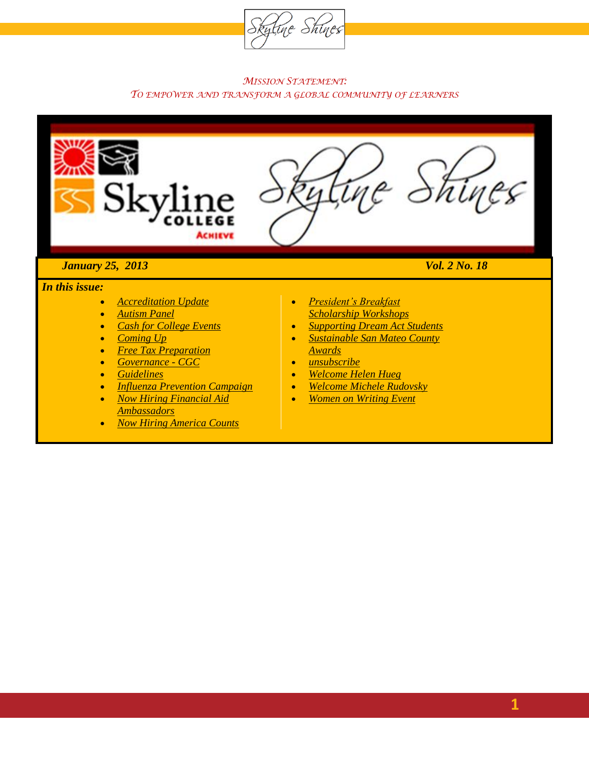# Skyline Shines

*Mission Statement:*
*To empower and transform a global community of learners*

***January 25, 2013*** — ***Vol. 2 No. 18***

***In this issue:***

- *Accreditation Update*
- *Autism Panel*
- *Cash for College Events*
- *Coming Up*
- *Free Tax Preparation*
- *Governance - CGC*
- *Guidelines*
- *Influenza Prevention Campaign*
- *Now Hiring Financial Aid Ambassadors*
- *Now Hiring America Counts*
- *President's Breakfast Scholarship Workshops*
- *Supporting Dream Act Students*
- *Sustainable San Mateo County Awards*
- *unsubscribe*
- *Welcome Helen Hueg*
- *Welcome Michele Rudovsky*
- *Women on Writing Event*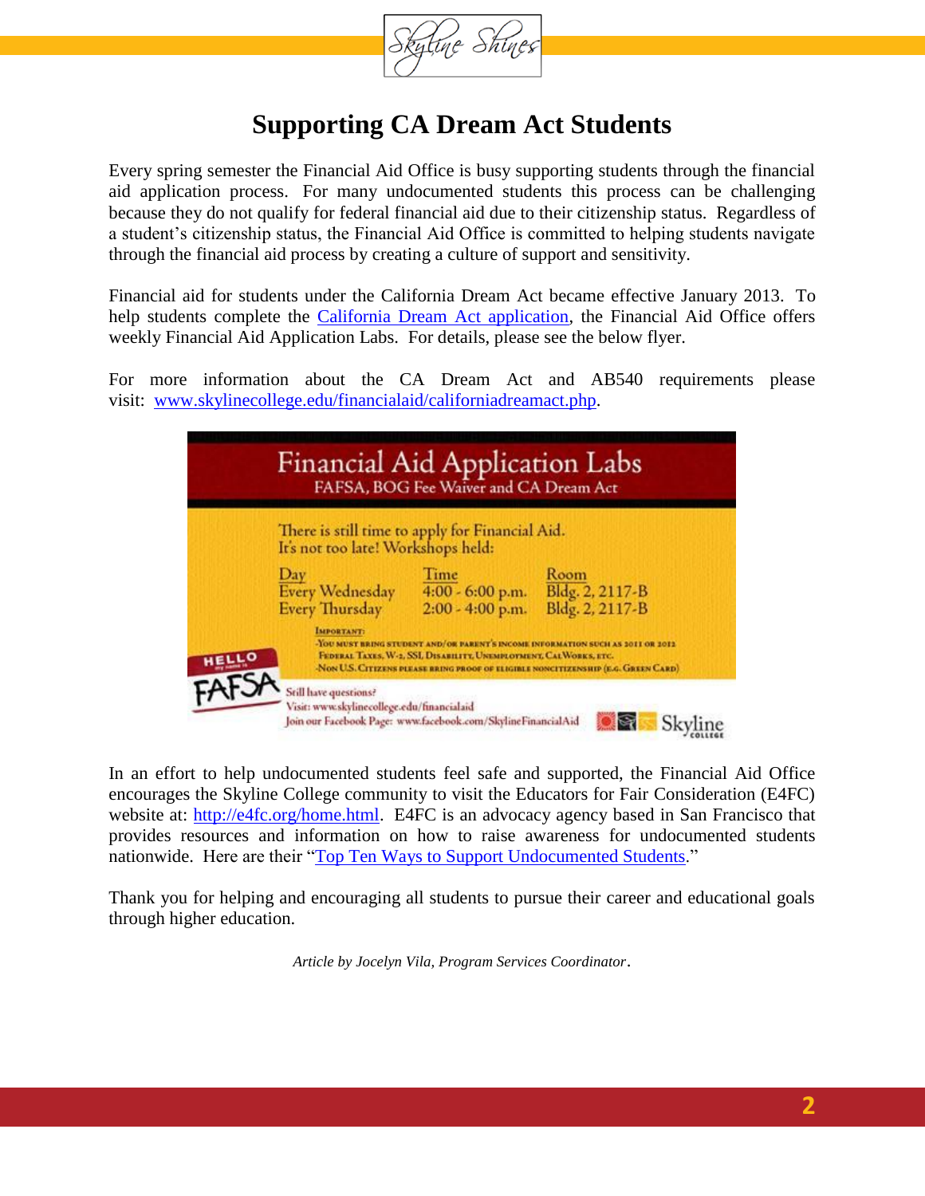# Supporting CA Dream Act Students

Every spring semester the Financial Aid Office is busy supporting students through the financial aid application process. For many undocumented students this process can be challenging because they do not qualify for federal financial aid due to their citizenship status. Regardless of a student's citizenship status, the Financial Aid Office is committed to helping students navigate through the financial aid process by creating a culture of support and sensitivity.

Financial aid for students under the California Dream Act became effective January 2013. To help students complete the California Dream Act application, the Financial Aid Office offers weekly Financial Aid Application Labs. For details, please see the below flyer.

For more information about the CA Dream Act and AB540 requirements please visit: www.skylinecollege.edu/financialaid/californiadreamact.php.

## Financial Aid Application Labs

FAFSA, BOG Fee Waiver and CA Dream Act

There is still time to apply for Financial Aid.
It's not too late! Workshops held:

| Day | Time | Room |
| --- | --- | --- |
| Every Wednesday | 4:00 - 6:00 p.m. | Bldg. 2, 2117-B |
| Every Thursday | 2:00 - 4:00 p.m. | Bldg. 2, 2117-B |

IMPORTANT:
- You must bring student and/or parent's income information such as 2011 or 2012 Federal Taxes, W-2, SSI, Disability, Unemployment, CalWorks, etc.
- Non U.S. Citizens please bring proof of eligible noncitizenship (e.g. Green Card)

HELLO FAFSA

Still have questions?
Visit: www.skylinecollege.edu/financialaid
Join our Facebook Page: www.facebook.com/SkylineFinancialAid

Skyline College

In an effort to help undocumented students feel safe and supported, the Financial Aid Office encourages the Skyline College community to visit the Educators for Fair Consideration (E4FC) website at: http://e4fc.org/home.html. E4FC is an advocacy agency based in San Francisco that provides resources and information on how to raise awareness for undocumented students nationwide. Here are their "Top Ten Ways to Support Undocumented Students."

Thank you for helping and encouraging all students to pursue their career and educational goals through higher education.

*Article by Jocelyn Vila, Program Services Coordinator.*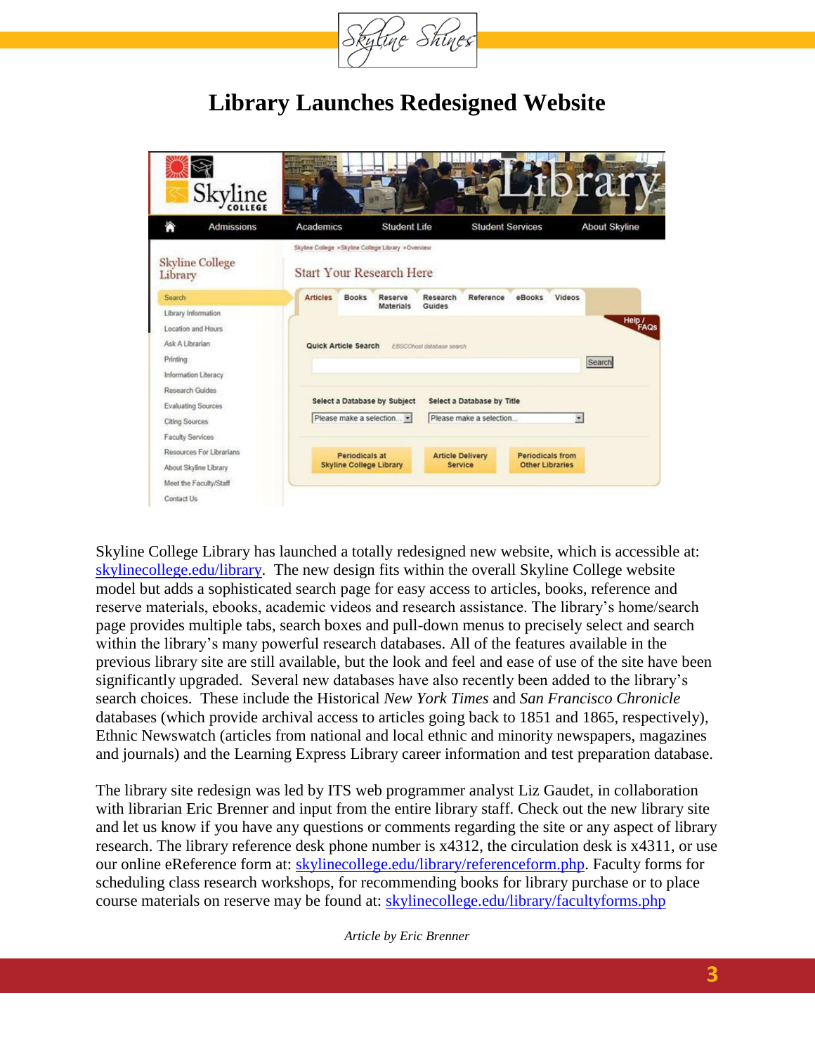# Library Launches Redesigned Website

Skyline College Library has launched a totally redesigned new website, which is accessible at: skylinecollege.edu/library. The new design fits within the overall Skyline College website model but adds a sophisticated search page for easy access to articles, books, reference and reserve materials, ebooks, academic videos and research assistance. The library's home/search page provides multiple tabs, search boxes and pull-down menus to precisely select and search within the library's many powerful research databases. All of the features available in the previous library site are still available, but the look and feel and ease of use of the site have been significantly upgraded. Several new databases have also recently been added to the library's search choices. These include the Historical *New York Times* and *San Francisco Chronicle* databases (which provide archival access to articles going back to 1851 and 1865, respectively), Ethnic Newswatch (articles from national and local ethnic and minority newspapers, magazines and journals) and the Learning Express Library career information and test preparation database.

The library site redesign was led by ITS web programmer analyst Liz Gaudet, in collaboration with librarian Eric Brenner and input from the entire library staff. Check out the new library site and let us know if you have any questions or comments regarding the site or any aspect of library research. The library reference desk phone number is x4312, the circulation desk is x4311, or use our online eReference form at: skylinecollege.edu/library/referenceform.php. Faculty forms for scheduling class research workshops, for recommending books for library purchase or to place course materials on reserve may be found at: skylinecollege.edu/library/facultyforms.php

*Article by Eric Brenner*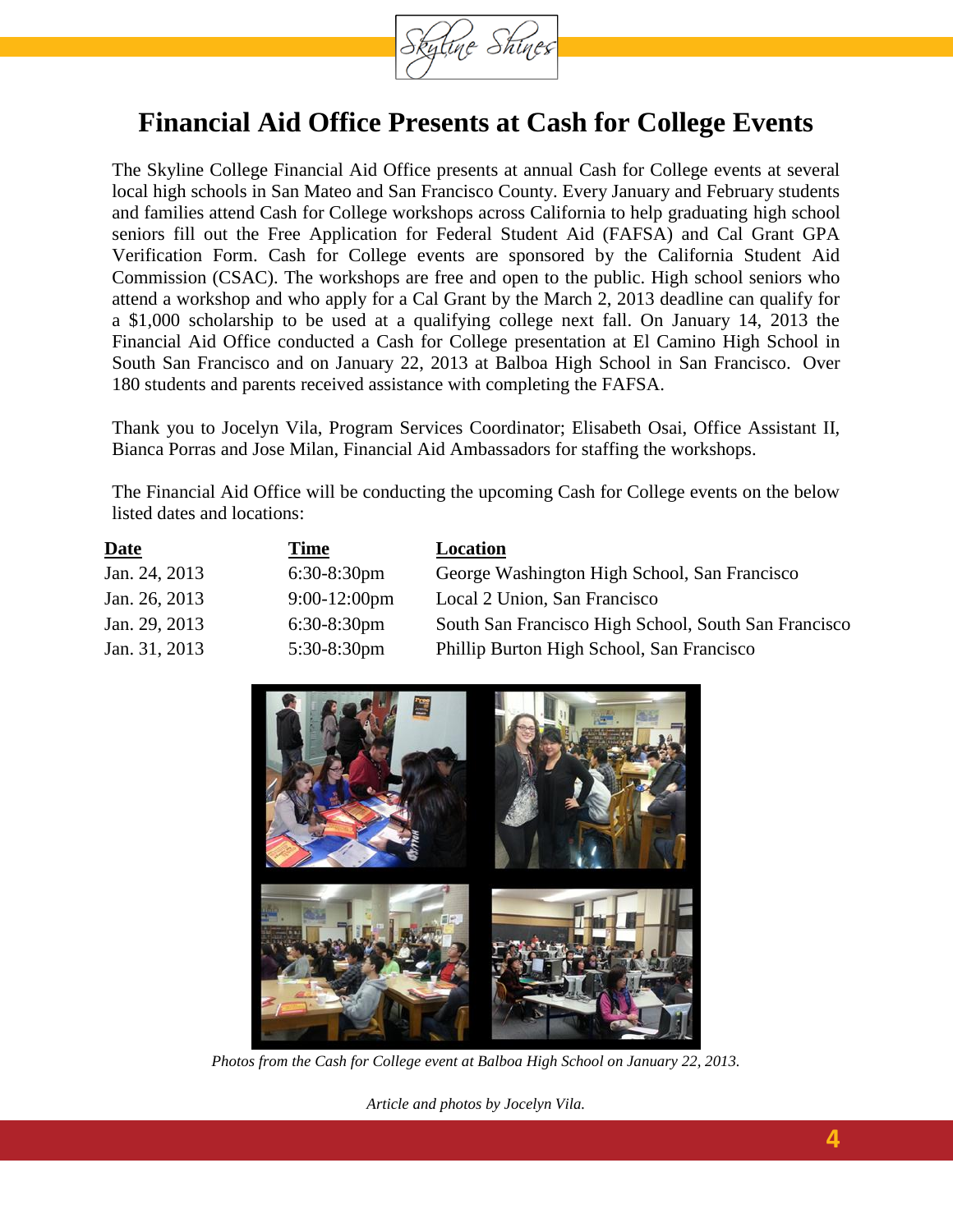# Financial Aid Office Presents at Cash for College Events

The Skyline College Financial Aid Office presents at annual Cash for College events at several local high schools in San Mateo and San Francisco County. Every January and February students and families attend Cash for College workshops across California to help graduating high school seniors fill out the Free Application for Federal Student Aid (FAFSA) and Cal Grant GPA Verification Form. Cash for College events are sponsored by the California Student Aid Commission (CSAC). The workshops are free and open to the public. High school seniors who attend a workshop and who apply for a Cal Grant by the March 2, 2013 deadline can qualify for a $1,000 scholarship to be used at a qualifying college next fall. On January 14, 2013 the Financial Aid Office conducted a Cash for College presentation at El Camino High School in South San Francisco and on January 22, 2013 at Balboa High School in San Francisco. Over 180 students and parents received assistance with completing the FAFSA.

Thank you to Jocelyn Vila, Program Services Coordinator; Elisabeth Osai, Office Assistant II, Bianca Porras and Jose Milan, Financial Aid Ambassadors for staffing the workshops.

The Financial Aid Office will be conducting the upcoming Cash for College events on the below listed dates and locations:

| Date | Time | Location |
|---|---|---|
| Jan. 24, 2013 | 6:30-8:30pm | George Washington High School, San Francisco |
| Jan. 26, 2013 | 9:00-12:00pm | Local 2 Union, San Francisco |
| Jan. 29, 2013 | 6:30-8:30pm | South San Francisco High School, South San Francisco |
| Jan. 31, 2013 | 5:30-8:30pm | Phillip Burton High School, San Francisco |

*Photos from the Cash for College event at Balboa High School on January 22, 2013.*

*Article and photos by Jocelyn Vila.*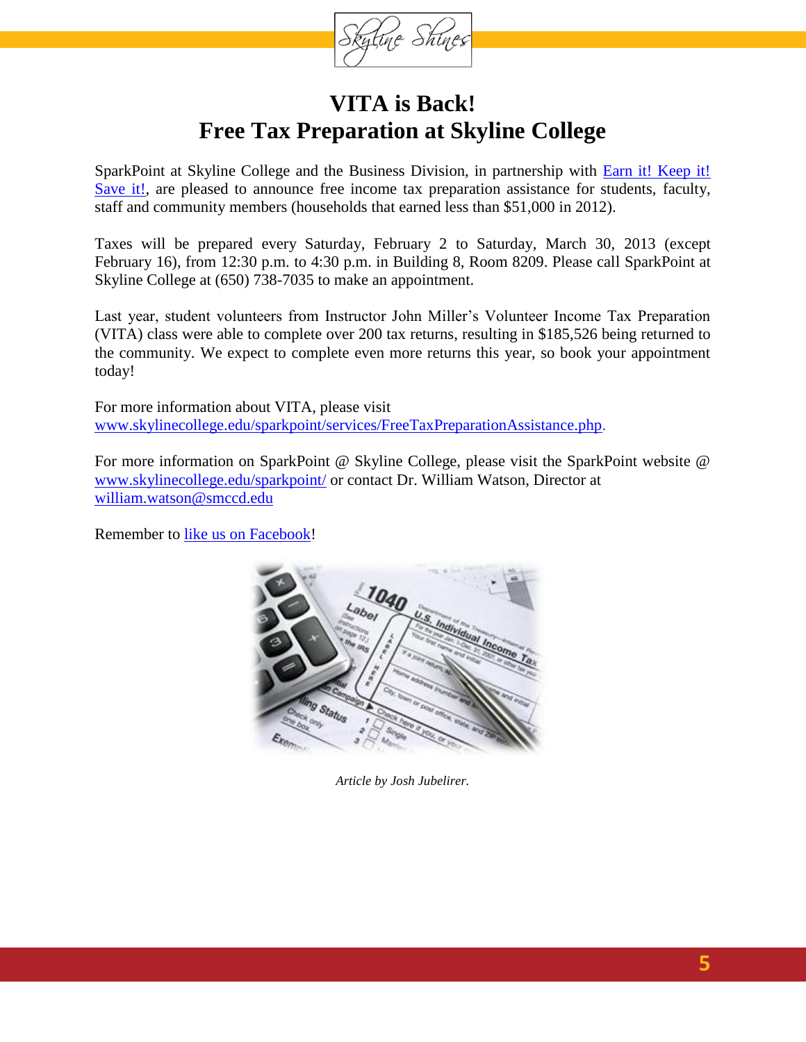# VITA is Back!
# Free Tax Preparation at Skyline College

SparkPoint at Skyline College and the Business Division, in partnership with [Earn it! Keep it! Save it!](), are pleased to announce free income tax preparation assistance for students, faculty, staff and community members (households that earned less than $51,000 in 2012).

Taxes will be prepared every Saturday, February 2 to Saturday, March 30, 2013 (except February 16), from 12:30 p.m. to 4:30 p.m. in Building 8, Room 8209. Please call SparkPoint at Skyline College at (650) 738-7035 to make an appointment.

Last year, student volunteers from Instructor John Miller's Volunteer Income Tax Preparation (VITA) class were able to complete over 200 tax returns, resulting in $185,526 being returned to the community. We expect to complete even more returns this year, so book your appointment today!

For more information about VITA, please visit www.skylinecollege.edu/sparkpoint/services/FreeTaxPreparationAssistance.php.

For more information on SparkPoint @ Skyline College, please visit the SparkPoint website @ www.skylinecollege.edu/sparkpoint/ or contact Dr. William Watson, Director at william.watson@smccd.edu

Remember to like us on Facebook!

*Article by Josh Jubelirer.*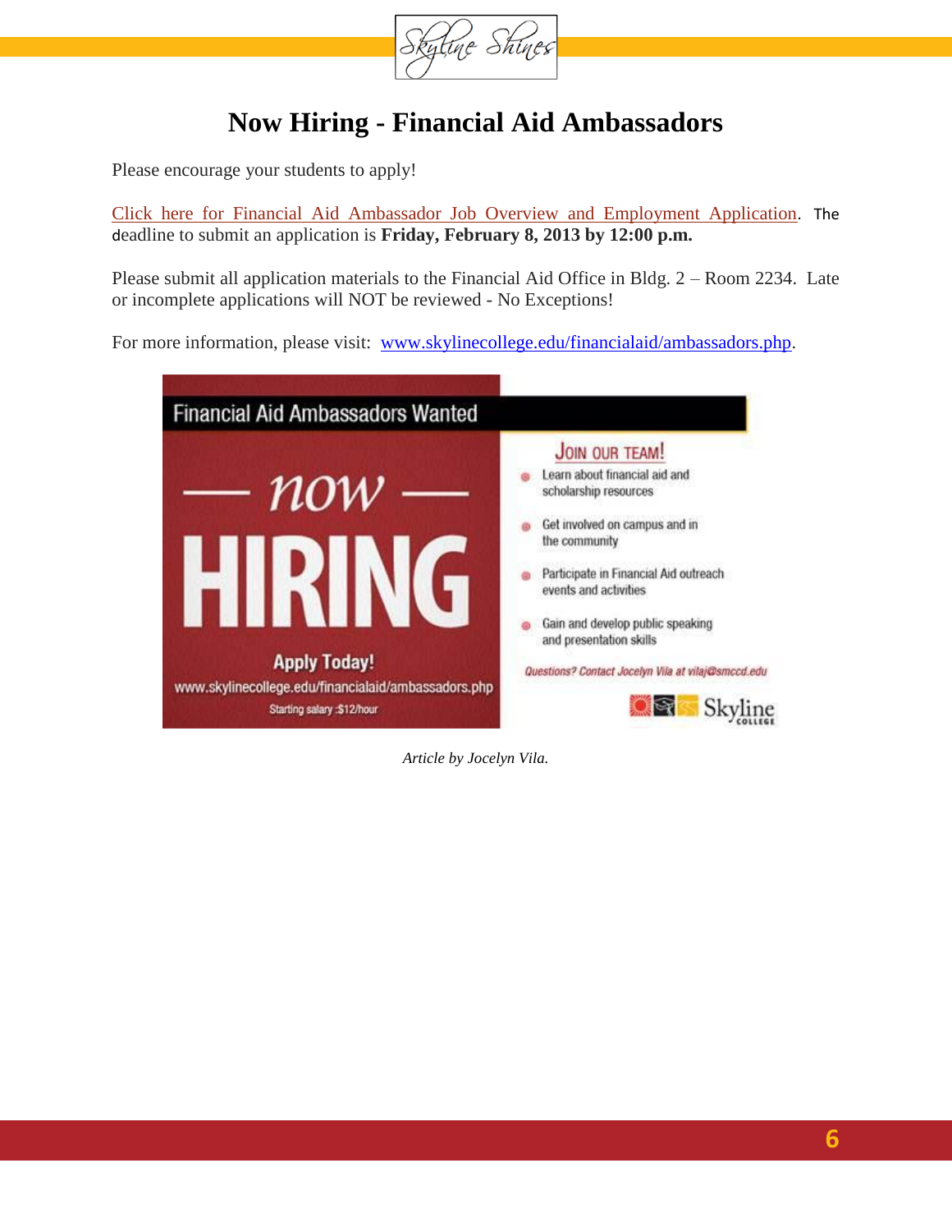# Now Hiring - Financial Aid Ambassadors

Please encourage your students to apply!

Click here for Financial Aid Ambassador Job Overview and Employment Application. The deadline to submit an application is **Friday, February 8, 2013 by 12:00 p.m.**

Please submit all application materials to the Financial Aid Office in Bldg. 2 – Room 2234. Late or incomplete applications will NOT be reviewed - No Exceptions!

For more information, please visit: www.skylinecollege.edu/financialaid/ambassadors.php.

Financial Aid Ambassadors Wanted

— now —

HIRING

Apply Today!

www.skylinecollege.edu/financialaid/ambassadors.php

Starting salary :$12/hour

JOIN OUR TEAM!

- Learn about financial aid and scholarship resources
- Get involved on campus and in the community
- Participate in Financial Aid outreach events and activities
- Gain and develop public speaking and presentation skills

*Questions? Contact Jocelyn Vila at vilaj@smccd.edu*

Skyline College

*Article by Jocelyn Vila.*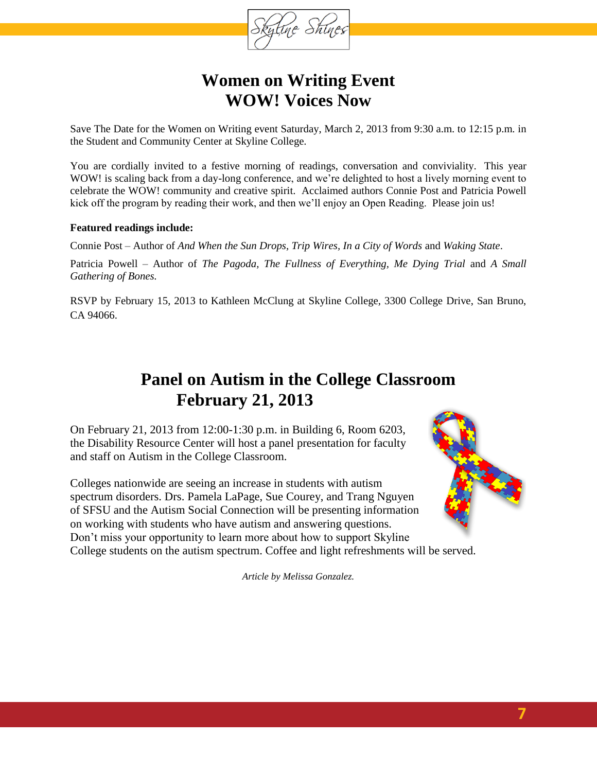# Women on Writing Event
# WOW! Voices Now

Save The Date for the Women on Writing event Saturday, March 2, 2013 from 9:30 a.m. to 12:15 p.m. in the Student and Community Center at Skyline College.

You are cordially invited to a festive morning of readings, conversation and conviviality. This year WOW! is scaling back from a day-long conference, and we're delighted to host a lively morning event to celebrate the WOW! community and creative spirit. Acclaimed authors Connie Post and Patricia Powell kick off the program by reading their work, and then we'll enjoy an Open Reading. Please join us!

**Featured readings include:**

Connie Post – Author of *And When the Sun Drops*, *Trip Wires*, *In a City of Words* and *Waking State*.

Patricia Powell – Author of *The Pagoda*, *The Fullness of Everything*, *Me Dying Trial* and *A Small Gathering of Bones.*

RSVP by February 15, 2013 to Kathleen McClung at Skyline College, 3300 College Drive, San Bruno, CA 94066.

# Panel on Autism in the College Classroom
# February 21, 2013

On February 21, 2013 from 12:00-1:30 p.m. in Building 6, Room 6203, the Disability Resource Center will host a panel presentation for faculty and staff on Autism in the College Classroom.

Colleges nationwide are seeing an increase in students with autism spectrum disorders. Drs. Pamela LaPage, Sue Courey, and Trang Nguyen of SFSU and the Autism Social Connection will be presenting information on working with students who have autism and answering questions. Don't miss your opportunity to learn more about how to support Skyline College students on the autism spectrum. Coffee and light refreshments will be served.

*Article by Melissa Gonzalez.*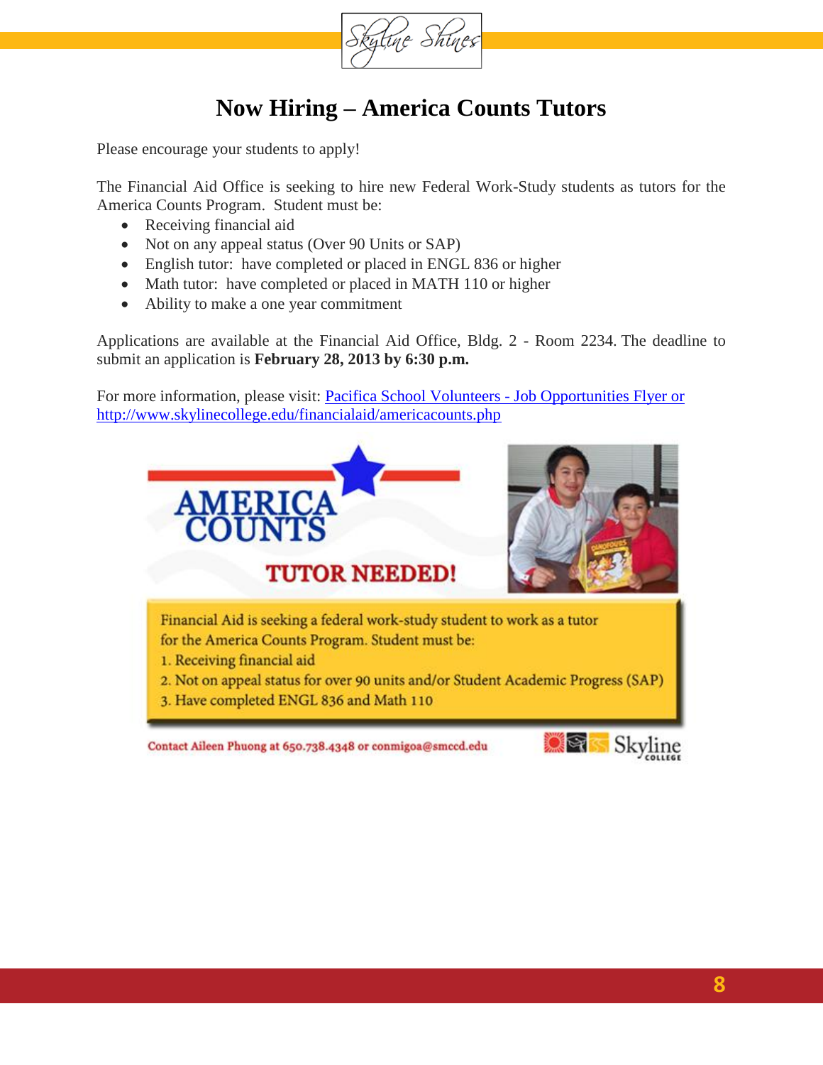# Now Hiring – America Counts Tutors

Please encourage your students to apply!

The Financial Aid Office is seeking to hire new Federal Work-Study students as tutors for the America Counts Program. Student must be:

- Receiving financial aid
- Not on any appeal status (Over 90 Units or SAP)
- English tutor: have completed or placed in ENGL 836 or higher
- Math tutor: have completed or placed in MATH 110 or higher
- Ability to make a one year commitment

Applications are available at the Financial Aid Office, Bldg. 2 - Room 2234. The deadline to submit an application is **February 28, 2013 by 6:30 p.m.**

For more information, please visit: [Pacifica School Volunteers - Job Opportunities Flyer or http://www.skylinecollege.edu/financialaid/americacounts.php](http://www.skylinecollege.edu/financialaid/americacounts.php)

AMERICA COUNTS

TUTOR NEEDED!

Financial Aid is seeking a federal work-study student to work as a tutor for the America Counts Program. Student must be:

1. Receiving financial aid
2. Not on appeal status for over 90 units and/or Student Academic Progress (SAP)
3. Have completed ENGL 836 and Math 110

Contact Aileen Phuong at 650.738.4348 or conmigoa@smccd.edu

Skyline College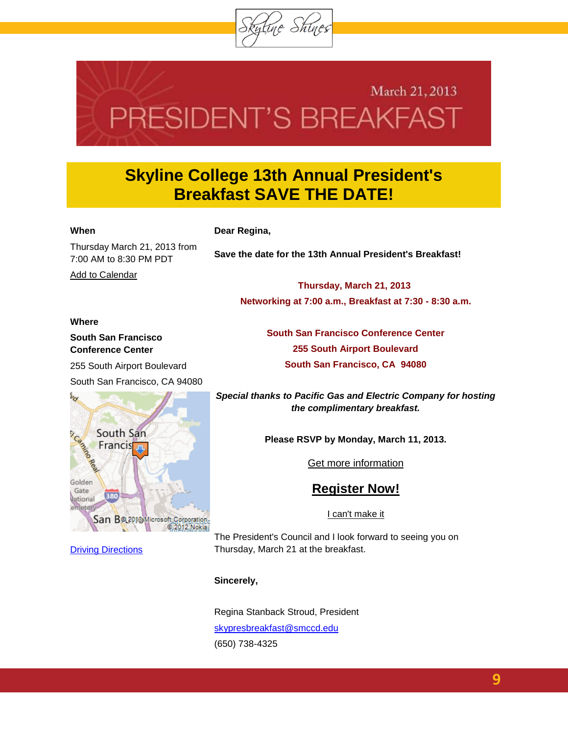Skyline Shines

March 21, 2013

# PRESIDENT'S BREAKFAST

## Skyline College 13th Annual President's Breakfast SAVE THE DATE!

**When**

Thursday March 21, 2013 from 7:00 AM to 8:30 PM PDT

Add to Calendar

**Where**

**South San Francisco Conference Center**

255 South Airport Boulevard

South San Francisco, CA 94080

Driving Directions

**Dear Regina,**

**Save the date for the 13th Annual President's Breakfast!**

**Thursday, March 21, 2013**

**Networking at 7:00 a.m., Breakfast at 7:30 - 8:30 a.m.**

**South San Francisco Conference Center**

**255 South Airport Boulevard**

**South San Francisco, CA 94080**

***Special thanks to Pacific Gas and Electric Company for hosting the complimentary breakfast.***

**Please RSVP by Monday, March 11, 2013.**

Get more information

**Register Now!**

I can't make it

The President's Council and I look forward to seeing you on Thursday, March 21 at the breakfast.

**Sincerely,**

Regina Stanback Stroud, President

skypresbreakfast@smccd.edu

(650) 738-4325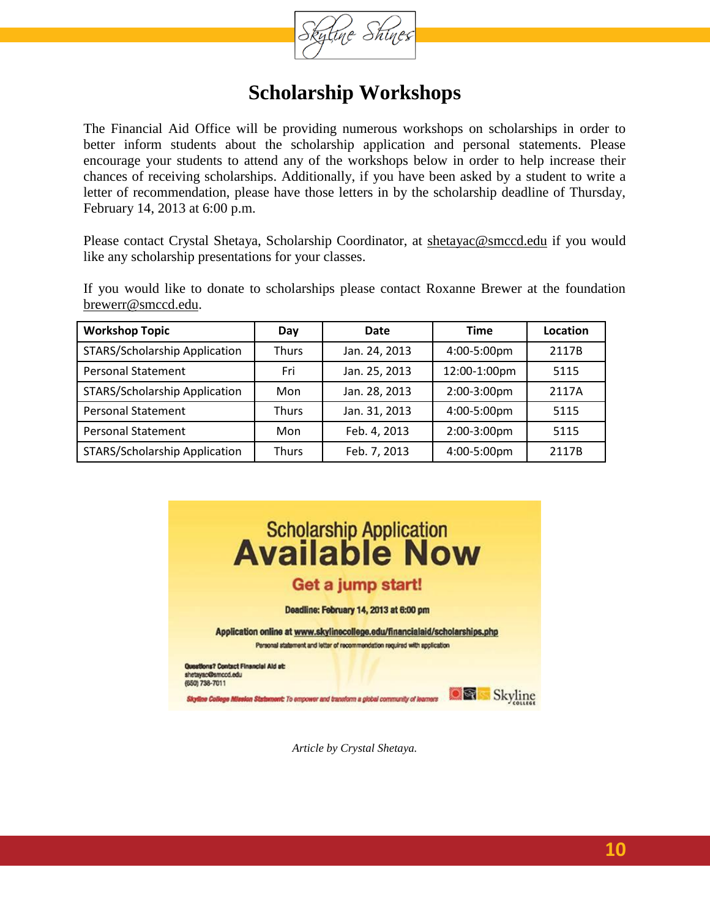# Scholarship Workshops

The Financial Aid Office will be providing numerous workshops on scholarships in order to better inform students about the scholarship application and personal statements. Please encourage your students to attend any of the workshops below in order to help increase their chances of receiving scholarships. Additionally, if you have been asked by a student to write a letter of recommendation, please have those letters in by the scholarship deadline of Thursday, February 14, 2013 at 6:00 p.m.

Please contact Crystal Shetaya, Scholarship Coordinator, at shetayac@smccd.edu if you would like any scholarship presentations for your classes.

If you would like to donate to scholarships please contact Roxanne Brewer at the foundation brewerr@smccd.edu.

| Workshop Topic | Day | Date | Time | Location |
|---|---|---|---|---|
| STARS/Scholarship Application | Thurs | Jan. 24, 2013 | 4:00-5:00pm | 2117B |
| Personal Statement | Fri | Jan. 25, 2013 | 12:00-1:00pm | 5115 |
| STARS/Scholarship Application | Mon | Jan. 28, 2013 | 2:00-3:00pm | 2117A |
| Personal Statement | Thurs | Jan. 31, 2013 | 4:00-5:00pm | 5115 |
| Personal Statement | Mon | Feb. 4, 2013 | 2:00-3:00pm | 5115 |
| STARS/Scholarship Application | Thurs | Feb. 7, 2013 | 4:00-5:00pm | 2117B |

**Scholarship Application Available Now**

**Get a jump start!**

**Deadline: February 14, 2013 at 6:00 pm**

**Application online at www.skylinecollege.edu/financialaid/scholarships.php**

Personal statement and letter of recommendation required with application

Questions? Contact Financial Aid at:
shetayac@smccd.edu
(650) 738-7011

*Skyline College Mission Statement: To empower and transform a global community of learners*

Skyline College

*Article by Crystal Shetaya.*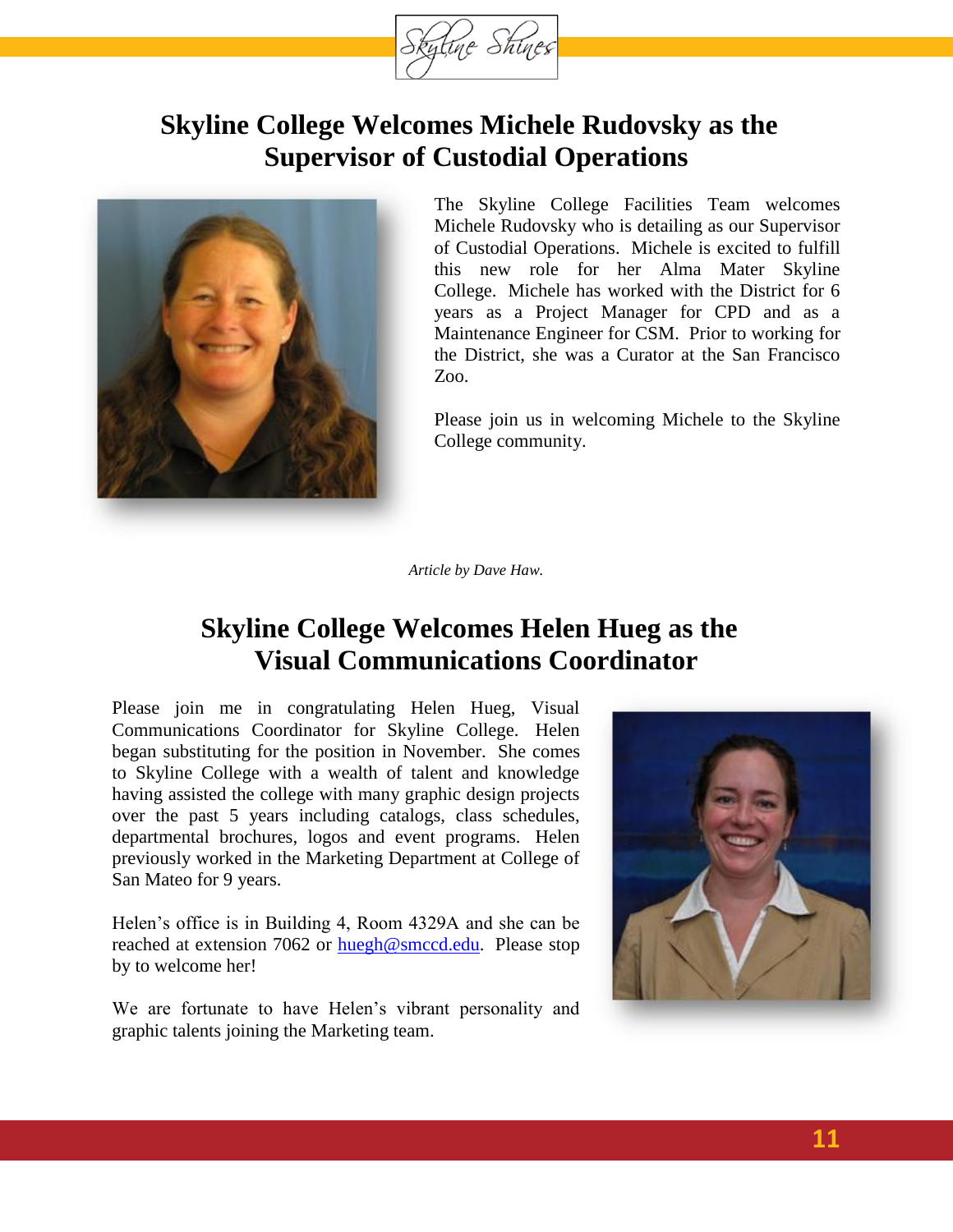## Skyline College Welcomes Michele Rudovsky as the Supervisor of Custodial Operations

The Skyline College Facilities Team welcomes Michele Rudovsky who is detailing as our Supervisor of Custodial Operations. Michele is excited to fulfill this new role for her Alma Mater Skyline College. Michele has worked with the District for 6 years as a Project Manager for CPD and as a Maintenance Engineer for CSM. Prior to working for the District, she was a Curator at the San Francisco Zoo.

Please join us in welcoming Michele to the Skyline College community.

*Article by Dave Haw.*

## Skyline College Welcomes Helen Hueg as the Visual Communications Coordinator

Please join me in congratulating Helen Hueg, Visual Communications Coordinator for Skyline College. Helen began substituting for the position in November. She comes to Skyline College with a wealth of talent and knowledge having assisted the college with many graphic design projects over the past 5 years including catalogs, class schedules, departmental brochures, logos and event programs. Helen previously worked in the Marketing Department at College of San Mateo for 9 years.

Helen's office is in Building 4, Room 4329A and she can be reached at extension 7062 or huegh@smccd.edu. Please stop by to welcome her!

We are fortunate to have Helen's vibrant personality and graphic talents joining the Marketing team.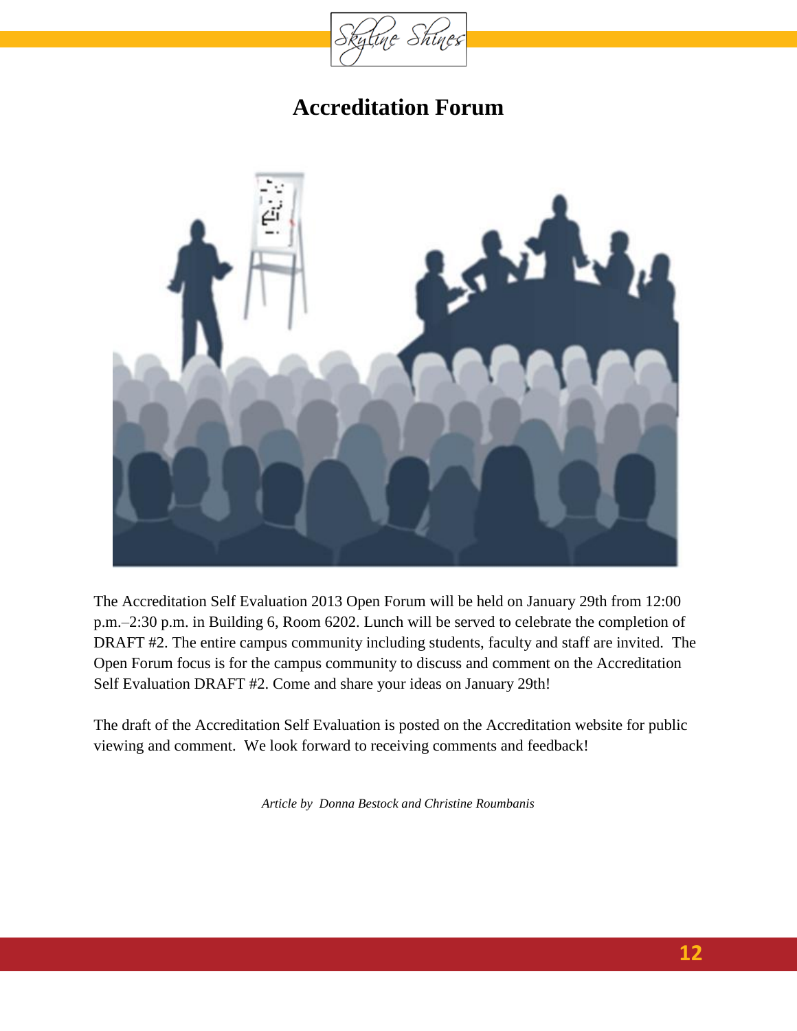# Accreditation Forum

The Accreditation Self Evaluation 2013 Open Forum will be held on January 29th from 12:00 p.m.–2:30 p.m. in Building 6, Room 6202. Lunch will be served to celebrate the completion of DRAFT #2. The entire campus community including students, faculty and staff are invited. The Open Forum focus is for the campus community to discuss and comment on the Accreditation Self Evaluation DRAFT #2. Come and share your ideas on January 29th!

The draft of the Accreditation Self Evaluation is posted on the Accreditation website for public viewing and comment. We look forward to receiving comments and feedback!

*Article by Donna Bestock and Christine Roumbanis*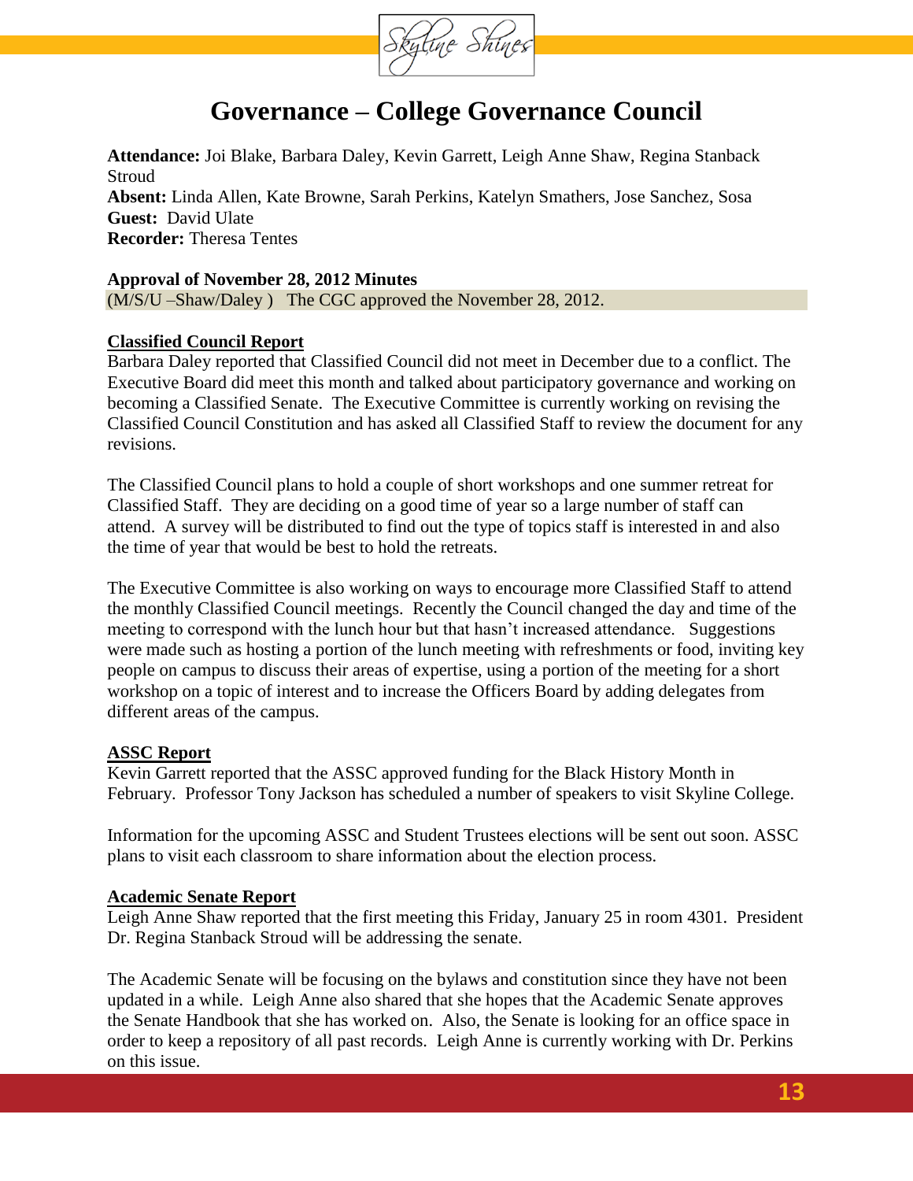# Governance – College Governance Council

**Attendance:** Joi Blake, Barbara Daley, Kevin Garrett, Leigh Anne Shaw, Regina Stanback Stroud
**Absent:** Linda Allen, Kate Browne, Sarah Perkins, Katelyn Smathers, Jose Sanchez, Sosa
**Guest:** David Ulate
**Recorder:** Theresa Tentes

**Approval of November 28, 2012 Minutes**

(M/S/U –Shaw/Daley ) The CGC approved the November 28, 2012.

**Classified Council Report**

Barbara Daley reported that Classified Council did not meet in December due to a conflict. The Executive Board did meet this month and talked about participatory governance and working on becoming a Classified Senate. The Executive Committee is currently working on revising the Classified Council Constitution and has asked all Classified Staff to review the document for any revisions.

The Classified Council plans to hold a couple of short workshops and one summer retreat for Classified Staff. They are deciding on a good time of year so a large number of staff can attend. A survey will be distributed to find out the type of topics staff is interested in and also the time of year that would be best to hold the retreats.

The Executive Committee is also working on ways to encourage more Classified Staff to attend the monthly Classified Council meetings. Recently the Council changed the day and time of the meeting to correspond with the lunch hour but that hasn't increased attendance. Suggestions were made such as hosting a portion of the lunch meeting with refreshments or food, inviting key people on campus to discuss their areas of expertise, using a portion of the meeting for a short workshop on a topic of interest and to increase the Officers Board by adding delegates from different areas of the campus.

**ASSC Report**

Kevin Garrett reported that the ASSC approved funding for the Black History Month in February. Professor Tony Jackson has scheduled a number of speakers to visit Skyline College.

Information for the upcoming ASSC and Student Trustees elections will be sent out soon. ASSC plans to visit each classroom to share information about the election process.

**Academic Senate Report**

Leigh Anne Shaw reported that the first meeting this Friday, January 25 in room 4301. President Dr. Regina Stanback Stroud will be addressing the senate.

The Academic Senate will be focusing on the bylaws and constitution since they have not been updated in a while. Leigh Anne also shared that she hopes that the Academic Senate approves the Senate Handbook that she has worked on. Also, the Senate is looking for an office space in order to keep a repository of all past records. Leigh Anne is currently working with Dr. Perkins on this issue.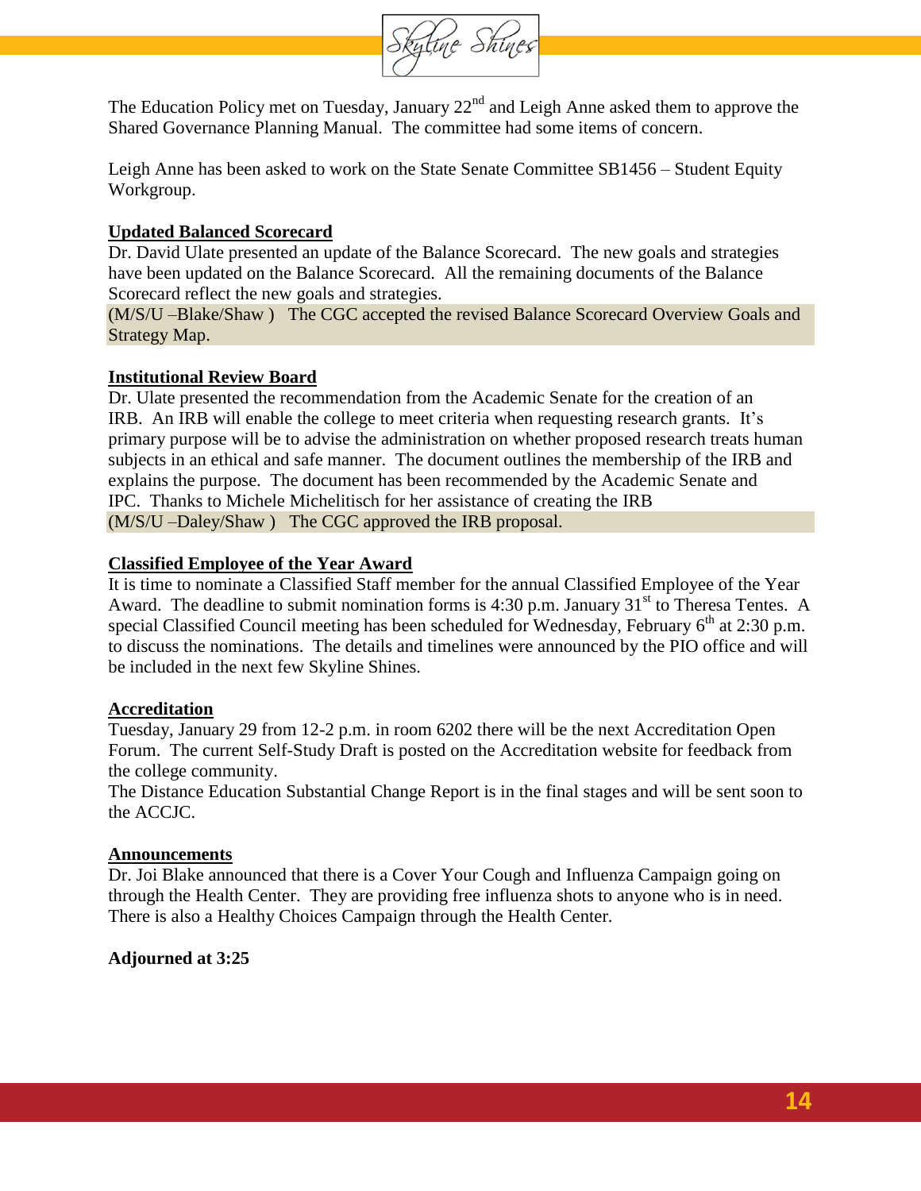The Education Policy met on Tuesday, January 22nd and Leigh Anne asked them to approve the Shared Governance Planning Manual. The committee had some items of concern.

Leigh Anne has been asked to work on the State Senate Committee SB1456 – Student Equity Workgroup.

**Updated Balanced Scorecard**

Dr. David Ulate presented an update of the Balance Scorecard. The new goals and strategies have been updated on the Balance Scorecard. All the remaining documents of the Balance Scorecard reflect the new goals and strategies.

(M/S/U –Blake/Shaw ) The CGC accepted the revised Balance Scorecard Overview Goals and Strategy Map.

**Institutional Review Board**

Dr. Ulate presented the recommendation from the Academic Senate for the creation of an IRB. An IRB will enable the college to meet criteria when requesting research grants. It's primary purpose will be to advise the administration on whether proposed research treats human subjects in an ethical and safe manner. The document outlines the membership of the IRB and explains the purpose. The document has been recommended by the Academic Senate and IPC. Thanks to Michele Michelitisch for her assistance of creating the IRB

(M/S/U –Daley/Shaw ) The CGC approved the IRB proposal.

**Classified Employee of the Year Award**

It is time to nominate a Classified Staff member for the annual Classified Employee of the Year Award. The deadline to submit nomination forms is 4:30 p.m. January 31st to Theresa Tentes. A special Classified Council meeting has been scheduled for Wednesday, February 6th at 2:30 p.m. to discuss the nominations. The details and timelines were announced by the PIO office and will be included in the next few Skyline Shines.

**Accreditation**

Tuesday, January 29 from 12-2 p.m. in room 6202 there will be the next Accreditation Open Forum. The current Self-Study Draft is posted on the Accreditation website for feedback from the college community.

The Distance Education Substantial Change Report is in the final stages and will be sent soon to the ACCJC.

**Announcements**

Dr. Joi Blake announced that there is a Cover Your Cough and Influenza Campaign going on through the Health Center. They are providing free influenza shots to anyone who is in need. There is also a Healthy Choices Campaign through the Health Center.

**Adjourned at 3:25**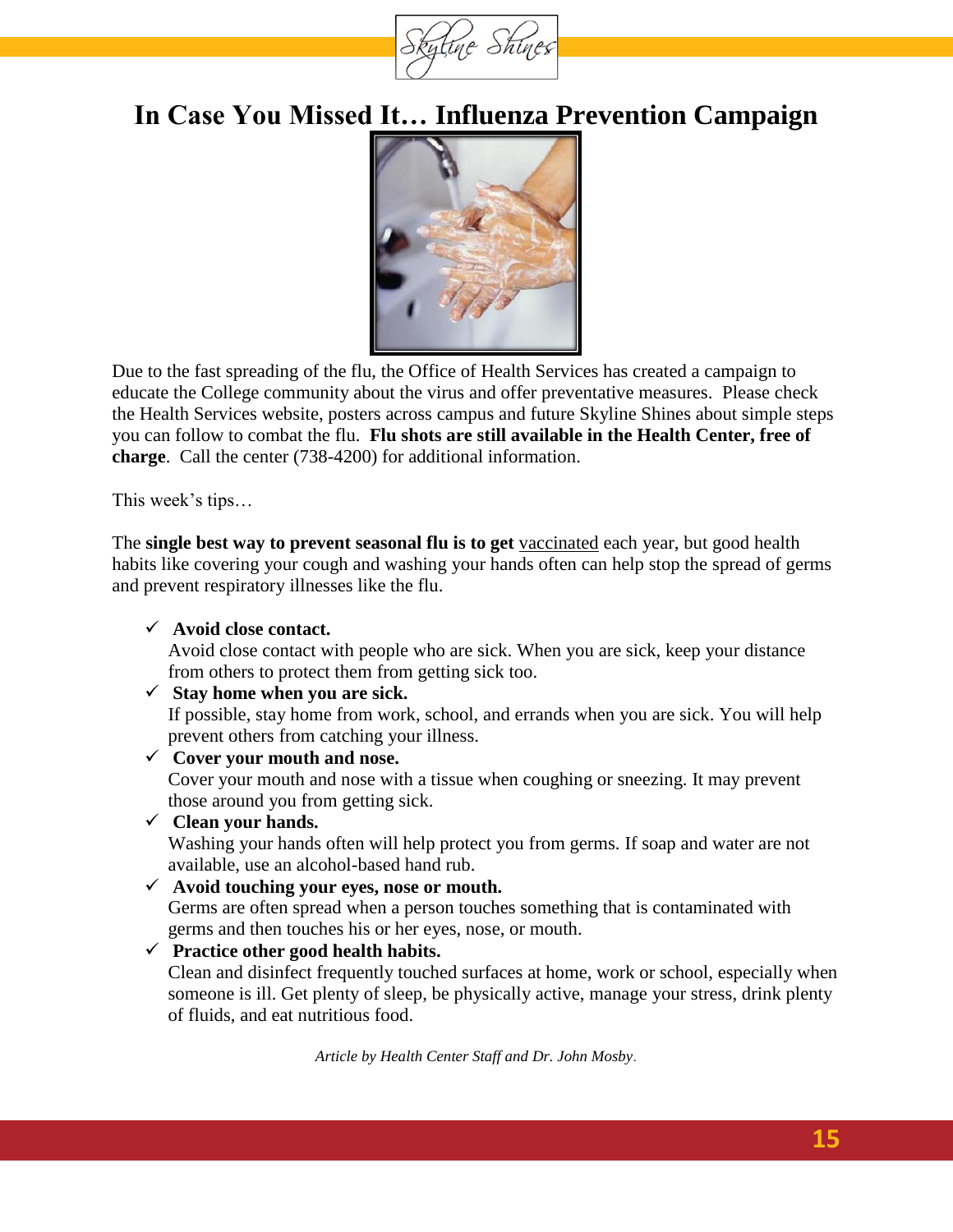# In Case You Missed It… Influenza Prevention Campaign

Due to the fast spreading of the flu, the Office of Health Services has created a campaign to educate the College community about the virus and offer preventative measures. Please check the Health Services website, posters across campus and future Skyline Shines about simple steps you can follow to combat the flu. **Flu shots are still available in the Health Center, free of charge**. Call the center (738-4200) for additional information.

This week's tips…

The **single best way to prevent seasonal flu is to get** vaccinated each year, but good health habits like covering your cough and washing your hands often can help stop the spread of germs and prevent respiratory illnesses like the flu.

- ✓ **Avoid close contact.**
  Avoid close contact with people who are sick. When you are sick, keep your distance from others to protect them from getting sick too.
- ✓ **Stay home when you are sick.**
  If possible, stay home from work, school, and errands when you are sick. You will help prevent others from catching your illness.
- ✓ **Cover your mouth and nose.**
  Cover your mouth and nose with a tissue when coughing or sneezing. It may prevent those around you from getting sick.
- ✓ **Clean your hands.**
  Washing your hands often will help protect you from germs. If soap and water are not available, use an alcohol-based hand rub.
- ✓ **Avoid touching your eyes, nose or mouth.**
  Germs are often spread when a person touches something that is contaminated with germs and then touches his or her eyes, nose, or mouth.
- ✓ **Practice other good health habits.**
  Clean and disinfect frequently touched surfaces at home, work or school, especially when someone is ill. Get plenty of sleep, be physically active, manage your stress, drink plenty of fluids, and eat nutritious food.

*Article by Health Center Staff and Dr. John Mosby.*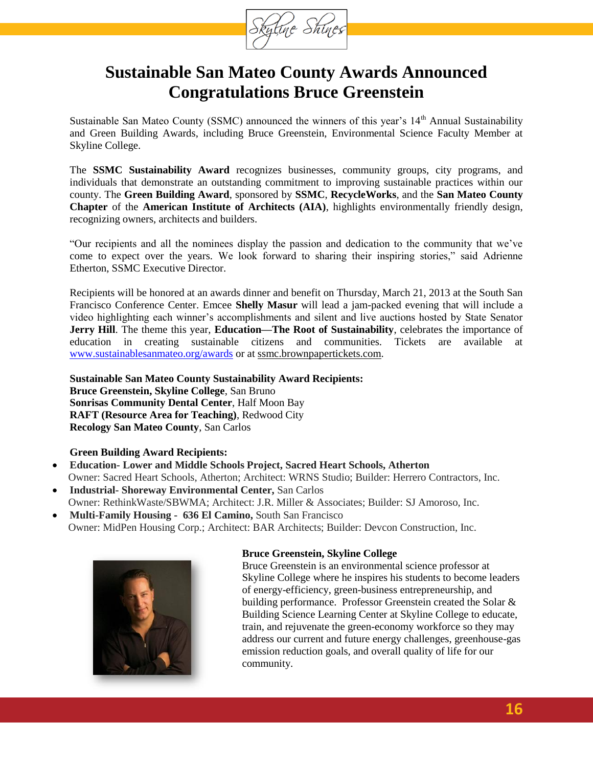# Sustainable San Mateo County Awards Announced Congratulations Bruce Greenstein

Sustainable San Mateo County (SSMC) announced the winners of this year's 14th Annual Sustainability and Green Building Awards, including Bruce Greenstein, Environmental Science Faculty Member at Skyline College.

The **SSMC Sustainability Award** recognizes businesses, community groups, city programs, and individuals that demonstrate an outstanding commitment to improving sustainable practices within our county. The **Green Building Award**, sponsored by **SSMC**, **RecycleWorks**, and the **San Mateo County Chapter** of the **American Institute of Architects (AIA)**, highlights environmentally friendly design, recognizing owners, architects and builders.

"Our recipients and all the nominees display the passion and dedication to the community that we've come to expect over the years. We look forward to sharing their inspiring stories," said Adrienne Etherton, SSMC Executive Director.

Recipients will be honored at an awards dinner and benefit on Thursday, March 21, 2013 at the South San Francisco Conference Center. Emcee **Shelly Masur** will lead a jam-packed evening that will include a video highlighting each winner's accomplishments and silent and live auctions hosted by State Senator **Jerry Hill**. The theme this year, **Education—The Root of Sustainability**, celebrates the importance of education in creating sustainable citizens and communities. Tickets are available at www.sustainablesanmateo.org/awards or at ssmc.brownpapertickets.com.

**Sustainable San Mateo County Sustainability Award Recipients:**
**Bruce Greenstein, Skyline College**, San Bruno
**Sonrisas Community Dental Center**, Half Moon Bay
**RAFT (Resource Area for Teaching)**, Redwood City
**Recology San Mateo County**, San Carlos

**Green Building Award Recipients:**

- **Education- Lower and Middle Schools Project, Sacred Heart Schools, Atherton**
  Owner: Sacred Heart Schools, Atherton; Architect: WRNS Studio; Builder: Herrero Contractors, Inc.
- **Industrial- Shoreway Environmental Center,** San Carlos
  Owner: RethinkWaste/SBWMA; Architect: J.R. Miller & Associates; Builder: SJ Amoroso, Inc.
- **Multi-Family Housing - 636 El Camino,** South San Francisco
  Owner: MidPen Housing Corp.; Architect: BAR Architects; Builder: Devcon Construction, Inc.

**Bruce Greenstein, Skyline College**
Bruce Greenstein is an environmental science professor at Skyline College where he inspires his students to become leaders of energy-efficiency, green-business entrepreneurship, and building performance. Professor Greenstein created the Solar & Building Science Learning Center at Skyline College to educate, train, and rejuvenate the green-economy workforce so they may address our current and future energy challenges, greenhouse-gas emission reduction goals, and overall quality of life for our community.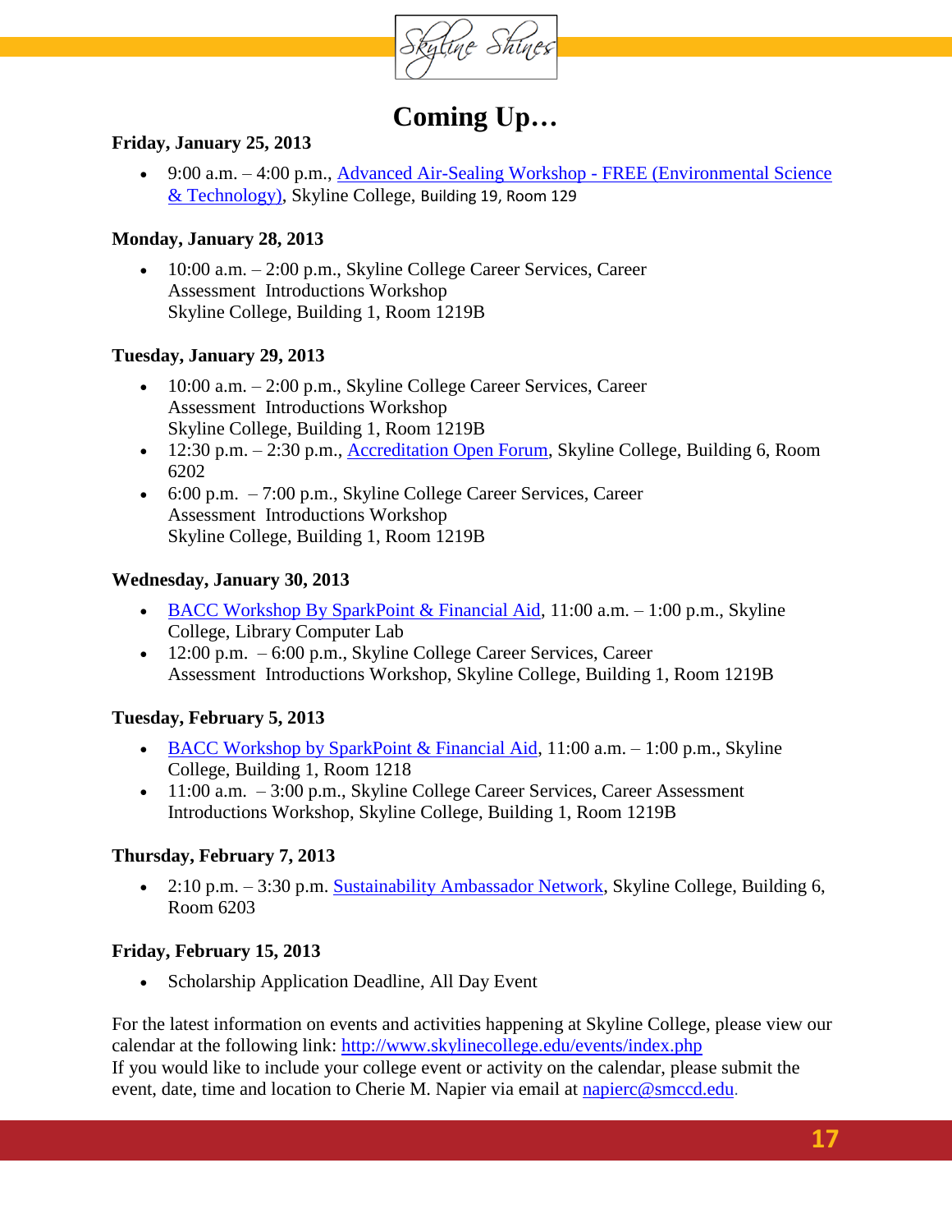# Coming Up…

**Friday, January 25, 2013**

- 9:00 a.m. – 4:00 p.m., Advanced Air-Sealing Workshop - FREE (Environmental Science & Technology), Skyline College, Building 19, Room 129

**Monday, January 28, 2013**

- 10:00 a.m. – 2:00 p.m., Skyline College Career Services, Career Assessment Introductions Workshop Skyline College, Building 1, Room 1219B

**Tuesday, January 29, 2013**

- 10:00 a.m. – 2:00 p.m., Skyline College Career Services, Career Assessment Introductions Workshop Skyline College, Building 1, Room 1219B
- 12:30 p.m. – 2:30 p.m., Accreditation Open Forum, Skyline College, Building 6, Room 6202
- 6:00 p.m. – 7:00 p.m., Skyline College Career Services, Career Assessment Introductions Workshop Skyline College, Building 1, Room 1219B

**Wednesday, January 30, 2013**

- BACC Workshop By SparkPoint & Financial Aid, 11:00 a.m. – 1:00 p.m., Skyline College, Library Computer Lab
- 12:00 p.m. – 6:00 p.m., Skyline College Career Services, Career Assessment Introductions Workshop, Skyline College, Building 1, Room 1219B

**Tuesday, February 5, 2013**

- BACC Workshop by SparkPoint & Financial Aid, 11:00 a.m. – 1:00 p.m., Skyline College, Building 1, Room 1218
- 11:00 a.m. – 3:00 p.m., Skyline College Career Services, Career Assessment Introductions Workshop, Skyline College, Building 1, Room 1219B

**Thursday, February 7, 2013**

- 2:10 p.m. – 3:30 p.m. Sustainability Ambassador Network, Skyline College, Building 6, Room 6203

**Friday, February 15, 2013**

- Scholarship Application Deadline, All Day Event

For the latest information on events and activities happening at Skyline College, please view our calendar at the following link: http://www.skylinecollege.edu/events/index.php
If you would like to include your college event or activity on the calendar, please submit the event, date, time and location to Cherie M. Napier via email at napierc@smccd.edu.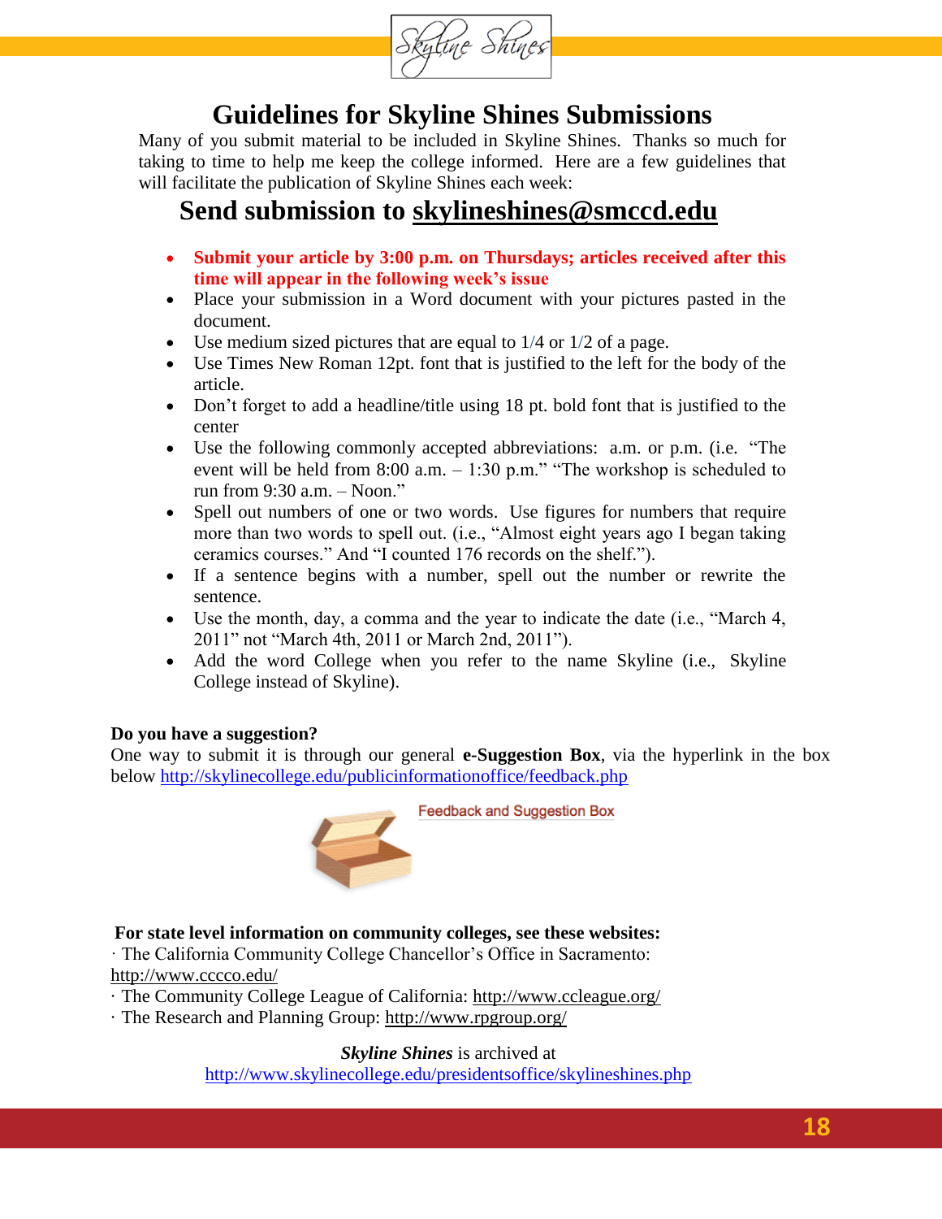# Guidelines for Skyline Shines Submissions

Many of you submit material to be included in Skyline Shines. Thanks so much for taking to time to help me keep the college informed. Here are a few guidelines that will facilitate the publication of Skyline Shines each week:

## Send submission to skylineshines@smccd.edu

- **Submit your article by 3:00 p.m. on Thursdays; articles received after this time will appear in the following week's issue**
- Place your submission in a Word document with your pictures pasted in the document.
- Use medium sized pictures that are equal to 1/4 or 1/2 of a page.
- Use Times New Roman 12pt. font that is justified to the left for the body of the article.
- Don't forget to add a headline/title using 18 pt. bold font that is justified to the center
- Use the following commonly accepted abbreviations: a.m. or p.m. (i.e. "The event will be held from 8:00 a.m. – 1:30 p.m." "The workshop is scheduled to run from 9:30 a.m. – Noon."
- Spell out numbers of one or two words. Use figures for numbers that require more than two words to spell out. (i.e., "Almost eight years ago I began taking ceramics courses." And "I counted 176 records on the shelf.").
- If a sentence begins with a number, spell out the number or rewrite the sentence.
- Use the month, day, a comma and the year to indicate the date (i.e., "March 4, 2011" not "March 4th, 2011 or March 2nd, 2011").
- Add the word College when you refer to the name Skyline (i.e., Skyline College instead of Skyline).

**Do you have a suggestion?**

One way to submit it is through our general **e-Suggestion Box**, via the hyperlink in the box below http://skylinecollege.edu/publicinformationoffice/feedback.php

Feedback and Suggestion Box

**For state level information on community colleges, see these websites:**

· The California Community College Chancellor's Office in Sacramento: http://www.cccco.edu/

· The Community College League of California: http://www.ccleague.org/

· The Research and Planning Group: http://www.rpgroup.org/

***Skyline Shines*** is archived at
http://www.skylinecollege.edu/presidentsoffice/skylineshines.php